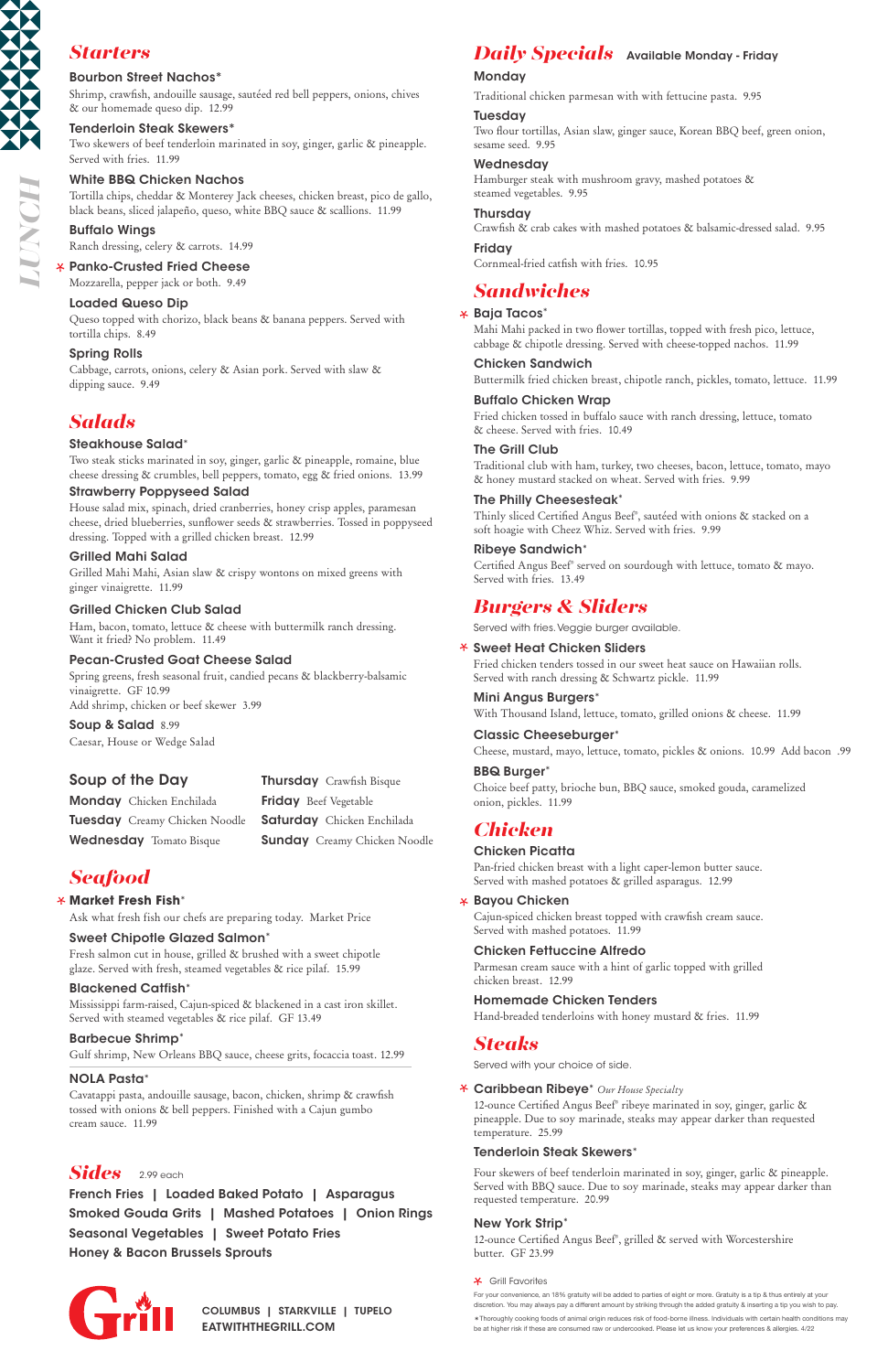# LUNCH

## Starters

**Bourbon Street Nachos***
Shrimp, crawfish, andouille sausage, sautéed red bell peppers, onions, chives & our homemade queso dip. 12.99

**Tenderloin Steak Skewers***
Two skewers of beef tenderloin marinated in soy, ginger, garlic & pineapple. Served with fries. 11.99

**White BBQ Chicken Nachos**
Tortilla chips, cheddar & Monterey Jack cheeses, chicken breast, pico de gallo, black beans, sliced jalapeño, queso, white BBQ sauce & scallions. 11.99

**Buffalo Wings**
Ranch dressing, celery & carrots. 14.99

**⁎ Panko-Crusted Fried Cheese**
Mozzarella, pepper jack or both. 9.49

**Loaded Queso Dip**
Queso topped with chorizo, black beans & banana peppers. Served with tortilla chips. 8.49

**Spring Rolls**
Cabbage, carrots, onions, celery & Asian pork. Served with slaw & dipping sauce. 9.49

## Salads

**Steakhouse Salad***
Two steak sticks marinated in soy, ginger, garlic & pineapple, romaine, blue cheese dressing & crumbles, bell peppers, tomato, egg & fried onions. 13.99

**Strawberry Poppyseed Salad**
House salad mix, spinach, dried cranberries, honey crisp apples, paramesan cheese, dried blueberries, sunflower seeds & strawberries. Tossed in poppyseed dressing. Topped with a grilled chicken breast. 12.99

**Grilled Mahi Salad**
Grilled Mahi Mahi, Asian slaw & crispy wontons on mixed greens with ginger vinaigrette. 11.99

**Grilled Chicken Club Salad**
Ham, bacon, tomato, lettuce & cheese with buttermilk ranch dressing. Want it fried? No problem. 11.49

**Pecan-Crusted Goat Cheese Salad**
Spring greens, fresh seasonal fruit, candied pecans & blackberry-balsamic vinaigrette. GF 10.99
Add shrimp, chicken or beef skewer 3.99

**Soup & Salad** 8.99
Caesar, House or Wedge Salad

## Soup of the Day

| | |
|---|---|
| **Monday** Chicken Enchilada | **Thursday** Crawfish Bisque |
| **Tuesday** Creamy Chicken Noodle | **Friday** Beef Vegetable |
| **Wednesday** Tomato Bisque | **Saturday** Chicken Enchilada |
| | **Sunday** Creamy Chicken Noodle |

## Seafood

**⁎ Market Fresh Fish***
Ask what fresh fish our chefs are preparing today. Market Price

**Sweet Chipotle Glazed Salmon***
Fresh salmon cut in house, grilled & brushed with a sweet chipotle glaze. Served with fresh, steamed vegetables & rice pilaf. 15.99

**Blackened Catfish***
Mississippi farm-raised, Cajun-spiced & blackened in a cast iron skillet. Served with steamed vegetables & rice pilaf. GF 13.49

**Barbecue Shrimp***
Gulf shrimp, New Orleans BBQ sauce, cheese grits, focaccia toast. 12.99

**NOLA Pasta***
Cavatappi pasta, andouille sausage, bacon, chicken, shrimp & crawfish tossed with onions & bell peppers. Finished with a Cajun gumbo cream sauce. 11.99

## Sides 2.99 each

French Fries | Loaded Baked Potato | Asparagus
Smoked Gouda Grits | Mashed Potatoes | Onion Rings
Seasonal Vegetables | Sweet Potato Fries
Honey & Bacon Brussels Sprouts

## Daily Specials — Available Monday - Friday

**Monday**
Traditional chicken parmesan with with fettucine pasta. 9.95

**Tuesday**
Two flour tortillas, Asian slaw, ginger sauce, Korean BBQ beef, green onion, sesame seed. 9.95

**Wednesday**
Hamburger steak with mushroom gravy, mashed potatoes & steamed vegetables. 9.95

**Thursday**
Crawfish & crab cakes with mashed potatoes & balsamic-dressed salad. 9.95

**Friday**
Cornmeal-fried catfish with fries. 10.95

## Sandwiches

**⁎ Baja Tacos***
Mahi Mahi packed in two flower tortillas, topped with fresh pico, lettuce, cabbage & chipotle dressing. Served with cheese-topped nachos. 11.99

**Chicken Sandwich**
Buttermilk fried chicken breast, chipotle ranch, pickles, tomato, lettuce. 11.99

**Buffalo Chicken Wrap**
Fried chicken tossed in buffalo sauce with ranch dressing, lettuce, tomato & cheese. Served with fries. 10.49

**The Grill Club**
Traditional club with ham, turkey, two cheeses, bacon, lettuce, tomato, mayo & honey mustard stacked on wheat. Served with fries. 9.99

**The Philly Cheesesteak***
Thinly sliced Certified Angus Beef®, sautéed with onions & stacked on a soft hoagie with Cheez Whiz. Served with fries. 9.99

**Ribeye Sandwich***
Certified Angus Beef® served on sourdough with lettuce, tomato & mayo. Served with fries. 13.49

## Burgers & Sliders

Served with fries. Veggie burger available.

**⁎ Sweet Heat Chicken Sliders**
Fried chicken tenders tossed in our sweet heat sauce on Hawaiian rolls. Served with ranch dressing & Schwartz pickle. 11.99

**Mini Angus Burgers***
With Thousand Island, lettuce, tomato, grilled onions & cheese. 11.99

**Classic Cheeseburger***
Cheese, mustard, mayo, lettuce, tomato, pickles & onions. 10.99 Add bacon .99

**BBQ Burger***
Choice beef patty, brioche bun, BBQ sauce, smoked gouda, caramelized onion, pickles. 11.99

## Chicken

**Chicken Picatta**
Pan-fried chicken breast with a light caper-lemon butter sauce. Served with mashed potatoes & grilled asparagus. 12.99

**⁎ Bayou Chicken**
Cajun-spiced chicken breast topped with crawfish cream sauce. Served with mashed potatoes. 11.99

**Chicken Fettuccine Alfredo**
Parmesan cream sauce with a hint of garlic topped with grilled chicken breast. 12.99

**Homemade Chicken Tenders**
Hand-breaded tenderloins with honey mustard & fries. 11.99

## Steaks

Served with your choice of side.

**⁎ Caribbean Ribeye*** *Our House Specialty*
12-ounce Certified Angus Beef® ribeye marinated in soy, ginger, garlic & pineapple. Due to soy marinade, steaks may appear darker than requested temperature. 25.99

**Tenderloin Steak Skewers***
Four skewers of beef tenderloin marinated in soy, ginger, garlic & pineapple. Served with BBQ sauce. Due to soy marinade, steaks may appear darker than requested temperature. 20.99

**New York Strip***
12-ounce Certified Angus Beef®, grilled & served with Worcestershire butter. GF 23.99

⁎ Grill Favorites

For your convenience, an 18% gratuity will be added to parties of eight or more. Gratuity is a tip & thus entirely at your discretion. You may always pay a different amount by striking through the added gratuity & inserting a tip you wish to pay.

*Thoroughly cooking foods of animal origin reduces risk of food-borne illness. Individuals with certain health conditions may be at higher risk if these are consumed raw or undercooked. Please let us know your preferences & allergies. 4/22

Grill

COLUMBUS | STARKVILLE | TUPELO
EATWITHTHEGRILL.COM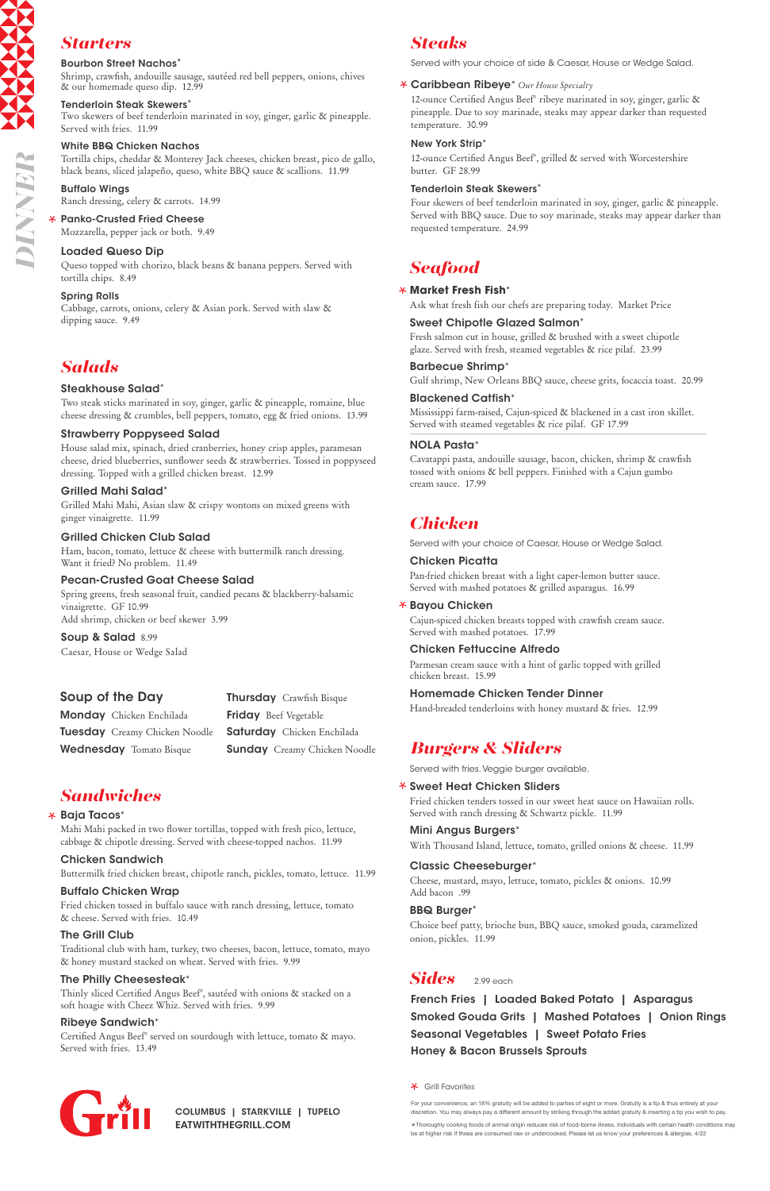# DINNER

## Starters

### Bourbon Street Nachos*
Shrimp, crawfish, andouille sausage, sautéed red bell peppers, onions, chives & our homemade queso dip. 12.99

### Tenderloin Steak Skewers*
Two skewers of beef tenderloin marinated in soy, ginger, garlic & pineapple. Served with fries. 11.99

### White BBQ Chicken Nachos
Tortilla chips, cheddar & Monterey Jack cheeses, chicken breast, pico de gallo, black beans, sliced jalapeño, queso, white BBQ sauce & scallions. 11.99

### Buffalo Wings
Ranch dressing, celery & carrots. 14.99

### * Panko-Crusted Fried Cheese
Mozzarella, pepper jack or both. 9.49

### Loaded Queso Dip
Queso topped with chorizo, black beans & banana peppers. Served with tortilla chips. 8.49

### Spring Rolls
Cabbage, carrots, onions, celery & Asian pork. Served with slaw & dipping sauce. 9.49

## Salads

### Steakhouse Salad*
Two steak sticks marinated in soy, ginger, garlic & pineapple, romaine, blue cheese dressing & crumbles, bell peppers, tomato, egg & fried onions. 13.99

### Strawberry Poppyseed Salad
House salad mix, spinach, dried cranberries, honey crisp apples, paramesan cheese, dried blueberries, sunflower seeds & strawberries. Tossed in poppyseed dressing. Topped with a grilled chicken breast. 12.99

### Grilled Mahi Salad*
Grilled Mahi Mahi, Asian slaw & crispy wontons on mixed greens with ginger vinaigrette. 11.99

### Grilled Chicken Club Salad
Ham, bacon, tomato, lettuce & cheese with buttermilk ranch dressing. Want it fried? No problem. 11.49

### Pecan-Crusted Goat Cheese Salad
Spring greens, fresh seasonal fruit, candied pecans & blackberry-balsamic vinaigrette. GF 10.99
Add shrimp, chicken or beef skewer 3.99

### Soup & Salad 8.99
Caesar, House or Wedge Salad

## Soup of the Day

**Monday** Chicken Enchilada
**Tuesday** Creamy Chicken Noodle
**Wednesday** Tomato Bisque
**Thursday** Crawfish Bisque
**Friday** Beef Vegetable
**Saturday** Chicken Enchilada
**Sunday** Creamy Chicken Noodle

## Sandwiches

### * Baja Tacos*
Mahi Mahi packed in two flower tortillas, topped with fresh pico, lettuce, cabbage & chipotle dressing. Served with cheese-topped nachos. 11.99

### Chicken Sandwich
Buttermilk fried chicken breast, chipotle ranch, pickles, tomato, lettuce. 11.99

### Buffalo Chicken Wrap
Fried chicken tossed in buffalo sauce with ranch dressing, lettuce, tomato & cheese. Served with fries. 10.49

### The Grill Club
Traditional club with ham, turkey, two cheeses, bacon, lettuce, tomato, mayo & honey mustard stacked on wheat. Served with fries. 9.99

### The Philly Cheesesteak*
Thinly sliced Certified Angus Beef®, sautéed with onions & stacked on a soft hoagie with Cheez Whiz. Served with fries. 9.99

### Ribeye Sandwich*
Certified Angus Beef® served on sourdough with lettuce, tomato & mayo. Served with fries. 13.49

## Steaks

Served with your choice of side & Caesar, House or Wedge Salad.

### * Caribbean Ribeye* *Our House Specialty*
12-ounce Certified Angus Beef® ribeye marinated in soy, ginger, garlic & pineapple. Due to soy marinade, steaks may appear darker than requested temperature. 30.99

### New York Strip*
12-ounce Certified Angus Beef®, grilled & served with Worcestershire butter. GF 28.99

### Tenderloin Steak Skewers*
Four skewers of beef tenderloin marinated in soy, ginger, garlic & pineapple. Served with BBQ sauce. Due to soy marinade, steaks may appear darker than requested temperature. 24.99

## Seafood

### * Market Fresh Fish*
Ask what fresh fish our chefs are preparing today. Market Price

### Sweet Chipotle Glazed Salmon*
Fresh salmon cut in house, grilled & brushed with a sweet chipotle glaze. Served with fresh, steamed vegetables & rice pilaf. 23.99

### Barbecue Shrimp*
Gulf shrimp, New Orleans BBQ sauce, cheese grits, focaccia toast. 20.99

### Blackened Catfish*
Mississippi farm-raised, Cajun-spiced & blackened in a cast iron skillet. Served with steamed vegetables & rice pilaf. GF 17.99

### NOLA Pasta*
Cavatappi pasta, andouille sausage, bacon, chicken, shrimp & crawfish tossed with onions & bell peppers. Finished with a Cajun gumbo cream sauce. 17.99

## Chicken

Served with your choice of Caesar, House or Wedge Salad.

### Chicken Picatta
Pan-fried chicken breast with a light caper-lemon butter sauce. Served with mashed potatoes & grilled asparagus. 16.99

### * Bayou Chicken
Cajun-spiced chicken breasts topped with crawfish cream sauce. Served with mashed potatoes. 17.99

### Chicken Fettuccine Alfredo
Parmesan cream sauce with a hint of garlic topped with grilled chicken breast. 15.99

### Homemade Chicken Tender Dinner
Hand-breaded tenderloins with honey mustard & fries. 12.99

## Burgers & Sliders

Served with fries. Veggie burger available.

### * Sweet Heat Chicken Sliders
Fried chicken tenders tossed in our sweet heat sauce on Hawaiian rolls. Served with ranch dressing & Schwartz pickle. 11.99

### Mini Angus Burgers*
With Thousand Island, lettuce, tomato, grilled onions & cheese. 11.99

### Classic Cheeseburger*
Cheese, mustard, mayo, lettuce, tomato, pickles & onions. 10.99
Add bacon .99

### BBQ Burger*
Choice beef patty, brioche bun, BBQ sauce, smoked gouda, caramelized onion, pickles. 11.99

## Sides 2.99 each

French Fries | Loaded Baked Potato | Asparagus
Smoked Gouda Grits | Mashed Potatoes | Onion Rings
Seasonal Vegetables | Sweet Potato Fries
Honey & Bacon Brussels Sprouts

Grill

COLUMBUS | STARKVILLE | TUPELO
EATWITHTHEGRILL.COM

* Grill Favorites

For your convenience, an 18% gratuity will be added to parties of eight or more. Gratuity is a tip & thus entirely at your discretion. You may always pay a different amount by striking through the added gratuity & inserting a tip you wish to pay.

*Thoroughly cooking foods of animal origin reduces risk of food-borne illness. Individuals with certain health conditions may be at higher risk if these are consumed raw or undercooked. Please let us know your preferences & allergies. 4/22